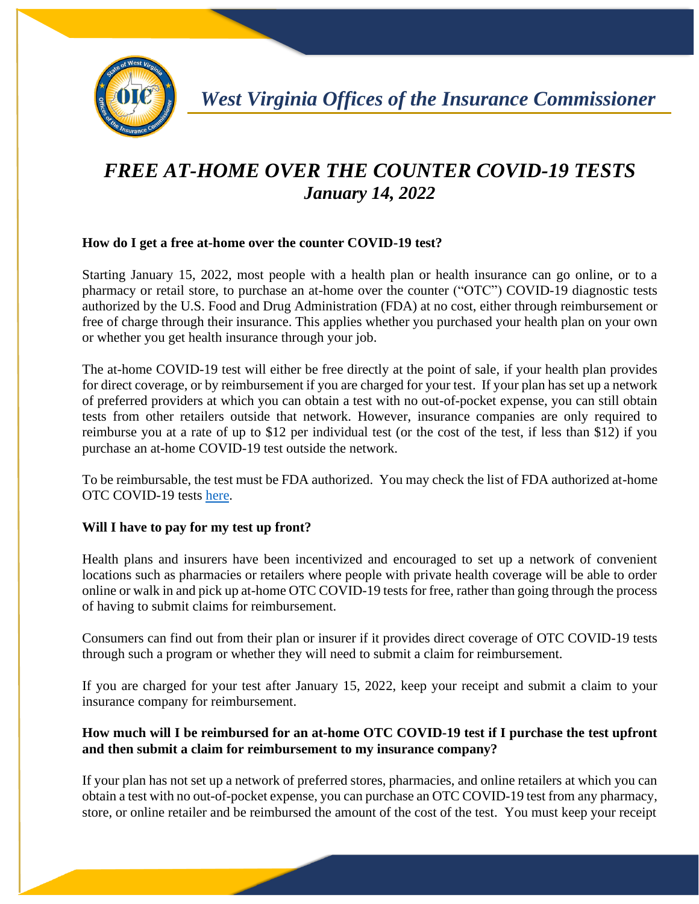*West Virginia Offices of the Insurance Commissioner*

# *FREE AT-HOME OVER THE COUNTER COVID-19 TESTS*
## *January 14, 2022*

**How do I get a free at-home over the counter COVID-19 test?**

Starting January 15, 2022, most people with a health plan or health insurance can go online, or to a pharmacy or retail store, to purchase an at-home over the counter ("OTC") COVID-19 diagnostic tests authorized by the U.S. Food and Drug Administration (FDA) at no cost, either through reimbursement or free of charge through their insurance. This applies whether you purchased your health plan on your own or whether you get health insurance through your job.

The at-home COVID-19 test will either be free directly at the point of sale, if your health plan provides for direct coverage, or by reimbursement if you are charged for your test. If your plan has set up a network of preferred providers at which you can obtain a test with no out-of-pocket expense, you can still obtain tests from other retailers outside that network. However, insurance companies are only required to reimburse you at a rate of up to $12 per individual test (or the cost of the test, if less than $12) if you purchase an at-home COVID-19 test outside the network.

To be reimbursable, the test must be FDA authorized. You may check the list of FDA authorized at-home OTC COVID-19 tests here.

**Will I have to pay for my test up front?**

Health plans and insurers have been incentivized and encouraged to set up a network of convenient locations such as pharmacies or retailers where people with private health coverage will be able to order online or walk in and pick up at-home OTC COVID-19 tests for free, rather than going through the process of having to submit claims for reimbursement.

Consumers can find out from their plan or insurer if it provides direct coverage of OTC COVID-19 tests through such a program or whether they will need to submit a claim for reimbursement.

If you are charged for your test after January 15, 2022, keep your receipt and submit a claim to your insurance company for reimbursement.

**How much will I be reimbursed for an at-home OTC COVID-19 test if I purchase the test upfront and then submit a claim for reimbursement to my insurance company?**

If your plan has not set up a network of preferred stores, pharmacies, and online retailers at which you can obtain a test with no out-of-pocket expense, you can purchase an OTC COVID-19 test from any pharmacy, store, or online retailer and be reimbursed the amount of the cost of the test. You must keep your receipt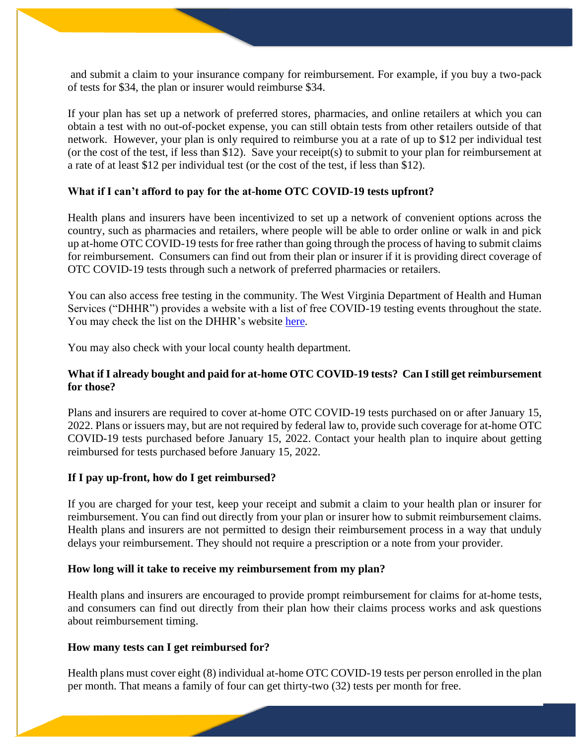and submit a claim to your insurance company for reimbursement. For example, if you buy a two-pack of tests for $34, the plan or insurer would reimburse $34.

If your plan has set up a network of preferred stores, pharmacies, and online retailers at which you can obtain a test with no out-of-pocket expense, you can still obtain tests from other retailers outside of that network. However, your plan is only required to reimburse you at a rate of up to $12 per individual test (or the cost of the test, if less than $12). Save your receipt(s) to submit to your plan for reimbursement at a rate of at least $12 per individual test (or the cost of the test, if less than $12).

**What if I can't afford to pay for the at-home OTC COVID-19 tests upfront?**

Health plans and insurers have been incentivized to set up a network of convenient options across the country, such as pharmacies and retailers, where people will be able to order online or walk in and pick up at-home OTC COVID-19 tests for free rather than going through the process of having to submit claims for reimbursement. Consumers can find out from their plan or insurer if it is providing direct coverage of OTC COVID-19 tests through such a network of preferred pharmacies or retailers.

You can also access free testing in the community. The West Virginia Department of Health and Human Services ("DHHR") provides a website with a list of free COVID-19 testing events throughout the state. You may check the list on the DHHR's website here.

You may also check with your local county health department.

**What if I already bought and paid for at-home OTC COVID-19 tests? Can I still get reimbursement for those?**

Plans and insurers are required to cover at-home OTC COVID-19 tests purchased on or after January 15, 2022. Plans or issuers may, but are not required by federal law to, provide such coverage for at-home OTC COVID-19 tests purchased before January 15, 2022. Contact your health plan to inquire about getting reimbursed for tests purchased before January 15, 2022.

**If I pay up-front, how do I get reimbursed?**

If you are charged for your test, keep your receipt and submit a claim to your health plan or insurer for reimbursement. You can find out directly from your plan or insurer how to submit reimbursement claims. Health plans and insurers are not permitted to design their reimbursement process in a way that unduly delays your reimbursement. They should not require a prescription or a note from your provider.

**How long will it take to receive my reimbursement from my plan?**

Health plans and insurers are encouraged to provide prompt reimbursement for claims for at-home tests, and consumers can find out directly from their plan how their claims process works and ask questions about reimbursement timing.

**How many tests can I get reimbursed for?**

Health plans must cover eight (8) individual at-home OTC COVID-19 tests per person enrolled in the plan per month. That means a family of four can get thirty-two (32) tests per month for free.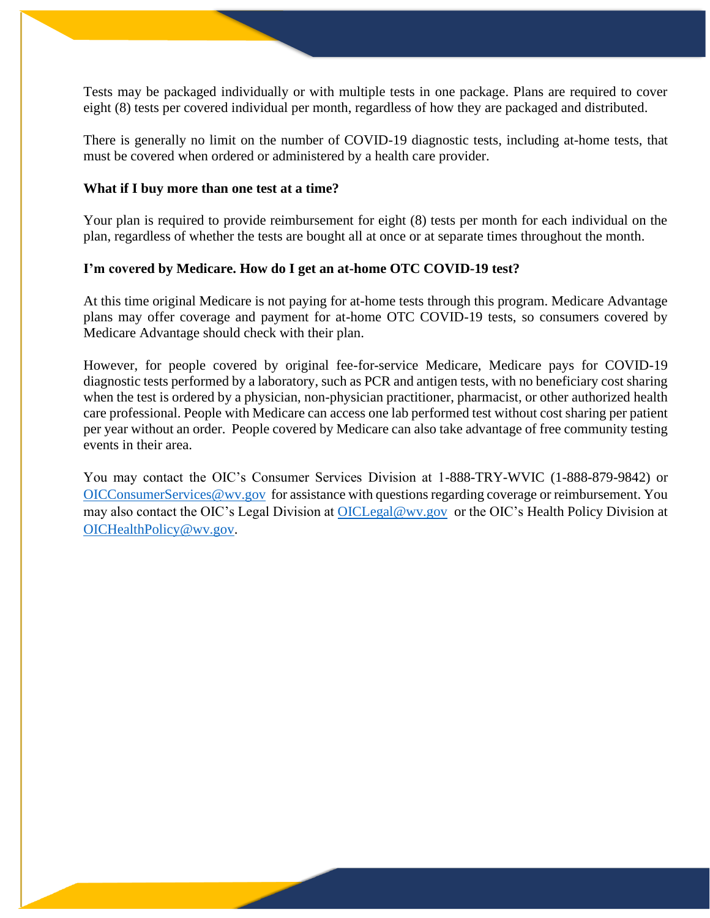Tests may be packaged individually or with multiple tests in one package. Plans are required to cover eight (8) tests per covered individual per month, regardless of how they are packaged and distributed.

There is generally no limit on the number of COVID-19 diagnostic tests, including at-home tests, that must be covered when ordered or administered by a health care provider.

**What if I buy more than one test at a time?**

Your plan is required to provide reimbursement for eight (8) tests per month for each individual on the plan, regardless of whether the tests are bought all at once or at separate times throughout the month.

**I'm covered by Medicare. How do I get an at-home OTC COVID-19 test?**

At this time original Medicare is not paying for at-home tests through this program. Medicare Advantage plans may offer coverage and payment for at-home OTC COVID-19 tests, so consumers covered by Medicare Advantage should check with their plan.

However, for people covered by original fee-for-service Medicare, Medicare pays for COVID-19 diagnostic tests performed by a laboratory, such as PCR and antigen tests, with no beneficiary cost sharing when the test is ordered by a physician, non-physician practitioner, pharmacist, or other authorized health care professional. People with Medicare can access one lab performed test without cost sharing per patient per year without an order. People covered by Medicare can also take advantage of free community testing events in their area.

You may contact the OIC's Consumer Services Division at 1-888-TRY-WVIC (1-888-879-9842) or [OICConsumerServices@wv.gov](mailto:OICConsumerServices@wv.gov) for assistance with questions regarding coverage or reimbursement. You may also contact the OIC's Legal Division at [OICLegal@wv.gov](mailto:OICLegal@wv.gov) or the OIC's Health Policy Division at [OICHealthPolicy@wv.gov](mailto:OICHealthPolicy@wv.gov).